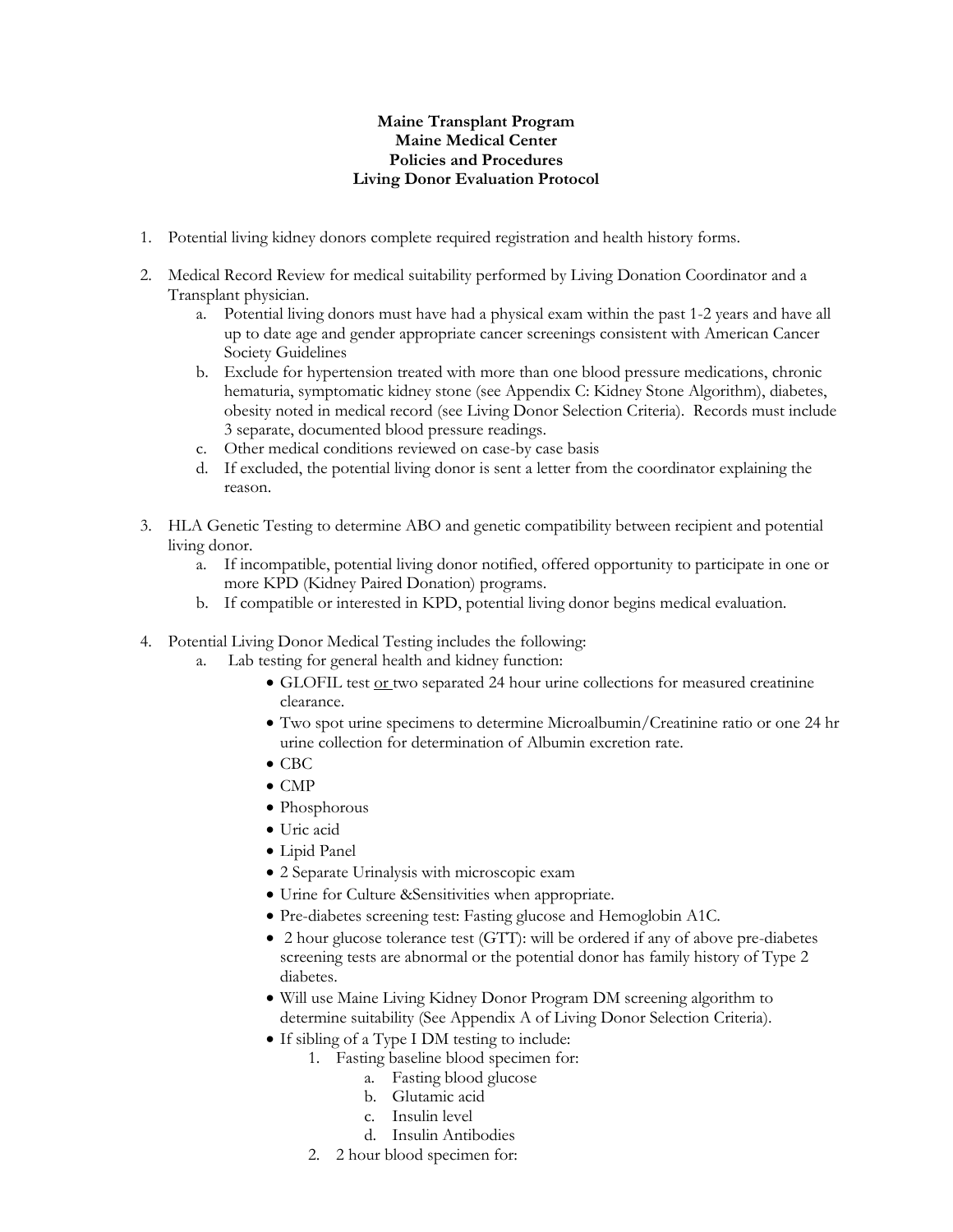**Maine Transplant Program**
**Maine Medical Center**
**Policies and Procedures**
**Living Donor Evaluation Protocol**

1. Potential living kidney donors complete required registration and health history forms.

2. Medical Record Review for medical suitability performed by Living Donation Coordinator and a Transplant physician.
   a. Potential living donors must have had a physical exam within the past 1-2 years and have all up to date age and gender appropriate cancer screenings consistent with American Cancer Society Guidelines
   b. Exclude for hypertension treated with more than one blood pressure medications, chronic hematuria, symptomatic kidney stone (see Appendix C: Kidney Stone Algorithm), diabetes, obesity noted in medical record (see Living Donor Selection Criteria). Records must include 3 separate, documented blood pressure readings.
   c. Other medical conditions reviewed on case-by case basis
   d. If excluded, the potential living donor is sent a letter from the coordinator explaining the reason.

3. HLA Genetic Testing to determine ABO and genetic compatibility between recipient and potential living donor.
   a. If incompatible, potential living donor notified, offered opportunity to participate in one or more KPD (Kidney Paired Donation) programs.
   b. If compatible or interested in KPD, potential living donor begins medical evaluation.

4. Potential Living Donor Medical Testing includes the following:
   a. Lab testing for general health and kidney function:
      - GLOFIL test <u>or</u> two separated 24 hour urine collections for measured creatinine clearance.
      - Two spot urine specimens to determine Microalbumin/Creatinine ratio or one 24 hr urine collection for determination of Albumin excretion rate.
      - CBC
      - CMP
      - Phosphorous
      - Uric acid
      - Lipid Panel
      - 2 Separate Urinalysis with microscopic exam
      - Urine for Culture &Sensitivities when appropriate.
      - Pre-diabetes screening test: Fasting glucose and Hemoglobin A1C.
      - 2 hour glucose tolerance test (GTT): will be ordered if any of above pre-diabetes screening tests are abnormal or the potential donor has family history of Type 2 diabetes.
      - Will use Maine Living Kidney Donor Program DM screening algorithm to determine suitability (See Appendix A of Living Donor Selection Criteria).
      - If sibling of a Type I DM testing to include:
        1. Fasting baseline blood specimen for:
           a. Fasting blood glucose
           b. Glutamic acid
           c. Insulin level
           d. Insulin Antibodies
        2. 2 hour blood specimen for: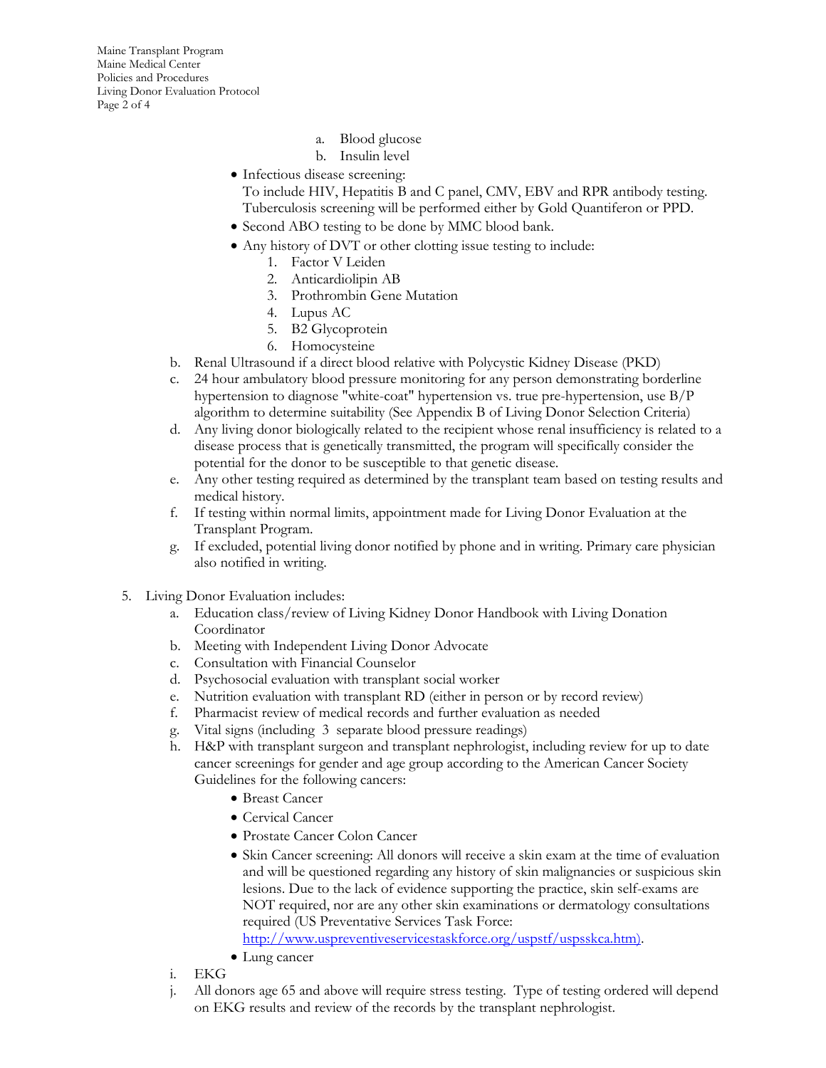a. Blood glucose
   b. Insulin level
- Infectious disease screening:
  To include HIV, Hepatitis B and C panel, CMV, EBV and RPR antibody testing. Tuberculosis screening will be performed either by Gold Quantiferon or PPD.
- Second ABO testing to be done by MMC blood bank.
- Any history of DVT or other clotting issue testing to include:
  1. Factor V Leiden
  2. Anticardiolipin AB
  3. Prothrombin Gene Mutation
  4. Lupus AC
  5. B2 Glycoprotein
  6. Homocysteine

b. Renal Ultrasound if a direct blood relative with Polycystic Kidney Disease (PKD)

c. 24 hour ambulatory blood pressure monitoring for any person demonstrating borderline hypertension to diagnose "white-coat" hypertension vs. true pre-hypertension, use B/P algorithm to determine suitability (See Appendix B of Living Donor Selection Criteria)

d. Any living donor biologically related to the recipient whose renal insufficiency is related to a disease process that is genetically transmitted, the program will specifically consider the potential for the donor to be susceptible to that genetic disease.

e. Any other testing required as determined by the transplant team based on testing results and medical history.

f. If testing within normal limits, appointment made for Living Donor Evaluation at the Transplant Program.

g. If excluded, potential living donor notified by phone and in writing. Primary care physician also notified in writing.

5. Living Donor Evaluation includes:
   a. Education class/review of Living Kidney Donor Handbook with Living Donation Coordinator
   b. Meeting with Independent Living Donor Advocate
   c. Consultation with Financial Counselor
   d. Psychosocial evaluation with transplant social worker
   e. Nutrition evaluation with transplant RD (either in person or by record review)
   f. Pharmacist review of medical records and further evaluation as needed
   g. Vital signs (including 3 separate blood pressure readings)
   h. H&P with transplant surgeon and transplant nephrologist, including review for up to date cancer screenings for gender and age group according to the American Cancer Society Guidelines for the following cancers:
      - Breast Cancer
      - Cervical Cancer
      - Prostate Cancer Colon Cancer
      - Skin Cancer screening: All donors will receive a skin exam at the time of evaluation and will be questioned regarding any history of skin malignancies or suspicious skin lesions. Due to the lack of evidence supporting the practice, skin self-exams are NOT required, nor are any other skin examinations or dermatology consultations required (US Preventative Services Task Force: [http://www.uspreventiveservicestaskforce.org/uspstf/uspsskca.htm](http://www.uspreventiveservicestaskforce.org/uspstf/uspsskca.htm)).
      - Lung cancer
   i. EKG
   j. All donors age 65 and above will require stress testing. Type of testing ordered will depend on EKG results and review of the records by the transplant nephrologist.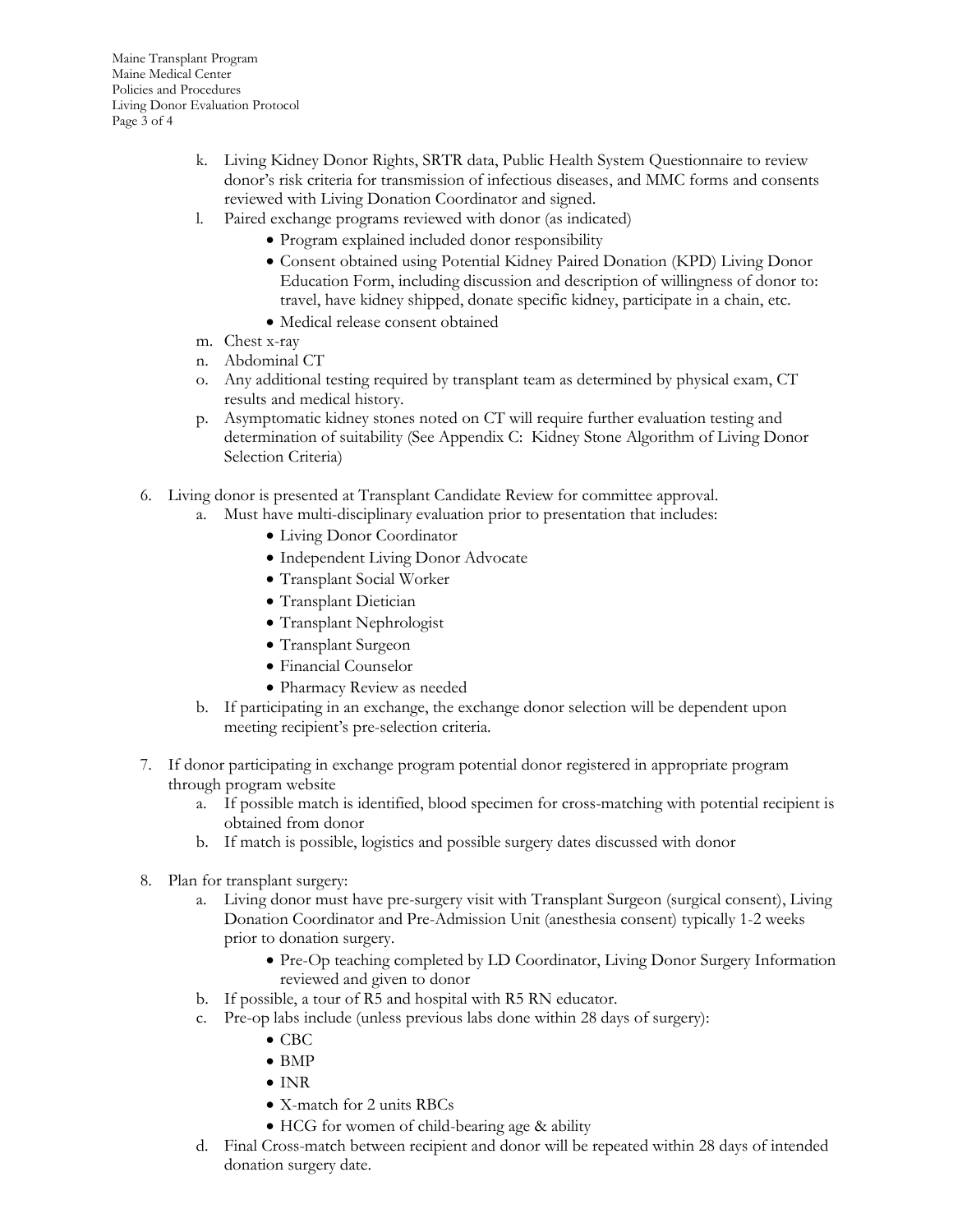k. Living Kidney Donor Rights, SRTR data, Public Health System Questionnaire to review donor's risk criteria for transmission of infectious diseases, and MMC forms and consents reviewed with Living Donation Coordinator and signed.

l. Paired exchange programs reviewed with donor (as indicated)
   - Program explained included donor responsibility
   - Consent obtained using Potential Kidney Paired Donation (KPD) Living Donor Education Form, including discussion and description of willingness of donor to: travel, have kidney shipped, donate specific kidney, participate in a chain, etc.
   - Medical release consent obtained

m. Chest x-ray

n. Abdominal CT

o. Any additional testing required by transplant team as determined by physical exam, CT results and medical history.

p. Asymptomatic kidney stones noted on CT will require further evaluation testing and determination of suitability (See Appendix C: Kidney Stone Algorithm of Living Donor Selection Criteria)

6. Living donor is presented at Transplant Candidate Review for committee approval.
   a. Must have multi-disciplinary evaluation prior to presentation that includes:
      - Living Donor Coordinator
      - Independent Living Donor Advocate
      - Transplant Social Worker
      - Transplant Dietician
      - Transplant Nephrologist
      - Transplant Surgeon
      - Financial Counselor
      - Pharmacy Review as needed
   b. If participating in an exchange, the exchange donor selection will be dependent upon meeting recipient's pre-selection criteria.

7. If donor participating in exchange program potential donor registered in appropriate program through program website
   a. If possible match is identified, blood specimen for cross-matching with potential recipient is obtained from donor
   b. If match is possible, logistics and possible surgery dates discussed with donor

8. Plan for transplant surgery:
   a. Living donor must have pre-surgery visit with Transplant Surgeon (surgical consent), Living Donation Coordinator and Pre-Admission Unit (anesthesia consent) typically 1-2 weeks prior to donation surgery.
      - Pre-Op teaching completed by LD Coordinator, Living Donor Surgery Information reviewed and given to donor
   b. If possible, a tour of R5 and hospital with R5 RN educator.
   c. Pre-op labs include (unless previous labs done within 28 days of surgery):
      - CBC
      - BMP
      - INR
      - X-match for 2 units RBCs
      - HCG for women of child-bearing age & ability
   d. Final Cross-match between recipient and donor will be repeated within 28 days of intended donation surgery date.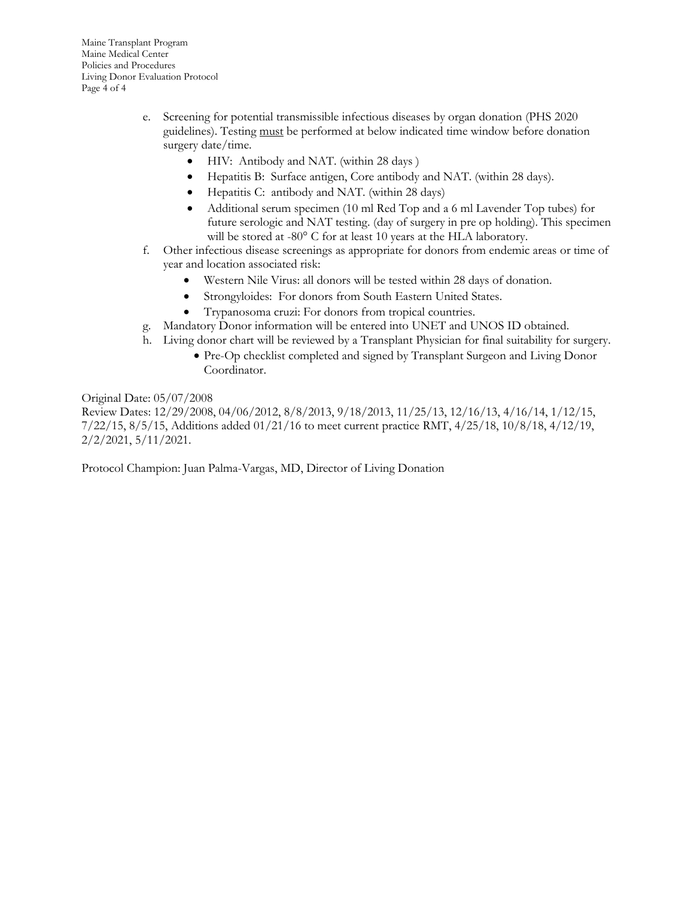e. Screening for potential transmissible infectious diseases by organ donation (PHS 2020 guidelines). Testing <u>must</u> be performed at below indicated time window before donation surgery date/time.
    - HIV: Antibody and NAT. (within 28 days )
    - Hepatitis B: Surface antigen, Core antibody and NAT. (within 28 days).
    - Hepatitis C: antibody and NAT. (within 28 days)
    - Additional serum specimen (10 ml Red Top and a 6 ml Lavender Top tubes) for future serologic and NAT testing. (day of surgery in pre op holding). This specimen will be stored at -80° C for at least 10 years at the HLA laboratory.

f. Other infectious disease screenings as appropriate for donors from endemic areas or time of year and location associated risk:
    - Western Nile Virus: all donors will be tested within 28 days of donation.
    - Strongyloides: For donors from South Eastern United States.
    - Trypanosoma cruzi: For donors from tropical countries.

g. Mandatory Donor information will be entered into UNET and UNOS ID obtained.

h. Living donor chart will be reviewed by a Transplant Physician for final suitability for surgery.
    - Pre-Op checklist completed and signed by Transplant Surgeon and Living Donor Coordinator.

Original Date: 05/07/2008
Review Dates: 12/29/2008, 04/06/2012, 8/8/2013, 9/18/2013, 11/25/13, 12/16/13, 4/16/14, 1/12/15, 7/22/15, 8/5/15, Additions added 01/21/16 to meet current practice RMT, 4/25/18, 10/8/18, 4/12/19, 2/2/2021, 5/11/2021.

Protocol Champion: Juan Palma-Vargas, MD, Director of Living Donation